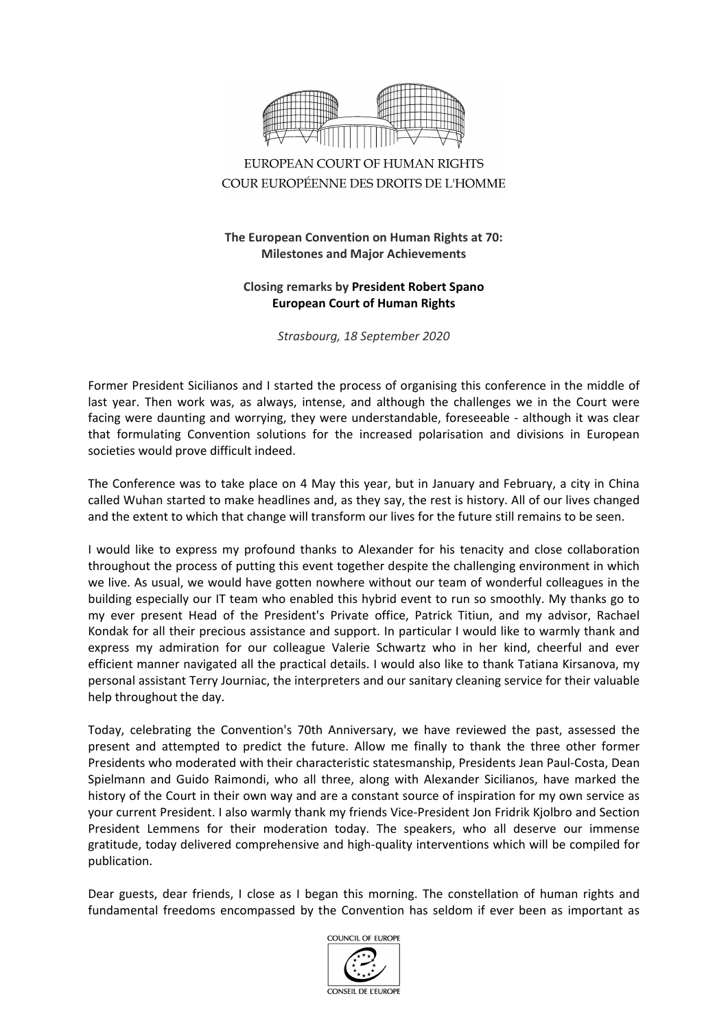EUROPEAN COURT OF HUMAN RIGHTS
COUR EUROPÉENNE DES DROITS DE L'HOMME

**The European Convention on Human Rights at 70:**
**Milestones and Major Achievements**

**Closing remarks by President Robert Spano**
**European Court of Human Rights**

*Strasbourg, 18 September 2020*

Former President Sicilianos and I started the process of organising this conference in the middle of last year. Then work was, as always, intense, and although the challenges we in the Court were facing were daunting and worrying, they were understandable, foreseeable - although it was clear that formulating Convention solutions for the increased polarisation and divisions in European societies would prove difficult indeed.

The Conference was to take place on 4 May this year, but in January and February, a city in China called Wuhan started to make headlines and, as they say, the rest is history. All of our lives changed and the extent to which that change will transform our lives for the future still remains to be seen.

I would like to express my profound thanks to Alexander for his tenacity and close collaboration throughout the process of putting this event together despite the challenging environment in which we live. As usual, we would have gotten nowhere without our team of wonderful colleagues in the building especially our IT team who enabled this hybrid event to run so smoothly. My thanks go to my ever present Head of the President's Private office, Patrick Titiun, and my advisor, Rachael Kondak for all their precious assistance and support. In particular I would like to warmly thank and express my admiration for our colleague Valerie Schwartz who in her kind, cheerful and ever efficient manner navigated all the practical details. I would also like to thank Tatiana Kirsanova, my personal assistant Terry Journiac, the interpreters and our sanitary cleaning service for their valuable help throughout the day.

Today, celebrating the Convention's 70th Anniversary, we have reviewed the past, assessed the present and attempted to predict the future. Allow me finally to thank the three other former Presidents who moderated with their characteristic statesmanship, Presidents Jean Paul-Costa, Dean Spielmann and Guido Raimondi, who all three, along with Alexander Sicilianos, have marked the history of the Court in their own way and are a constant source of inspiration for my own service as your current President. I also warmly thank my friends Vice-President Jon Fridrik Kjolbro and Section President Lemmens for their moderation today. The speakers, who all deserve our immense gratitude, today delivered comprehensive and high-quality interventions which will be compiled for publication.

Dear guests, dear friends, I close as I began this morning. The constellation of human rights and fundamental freedoms encompassed by the Convention has seldom if ever been as important as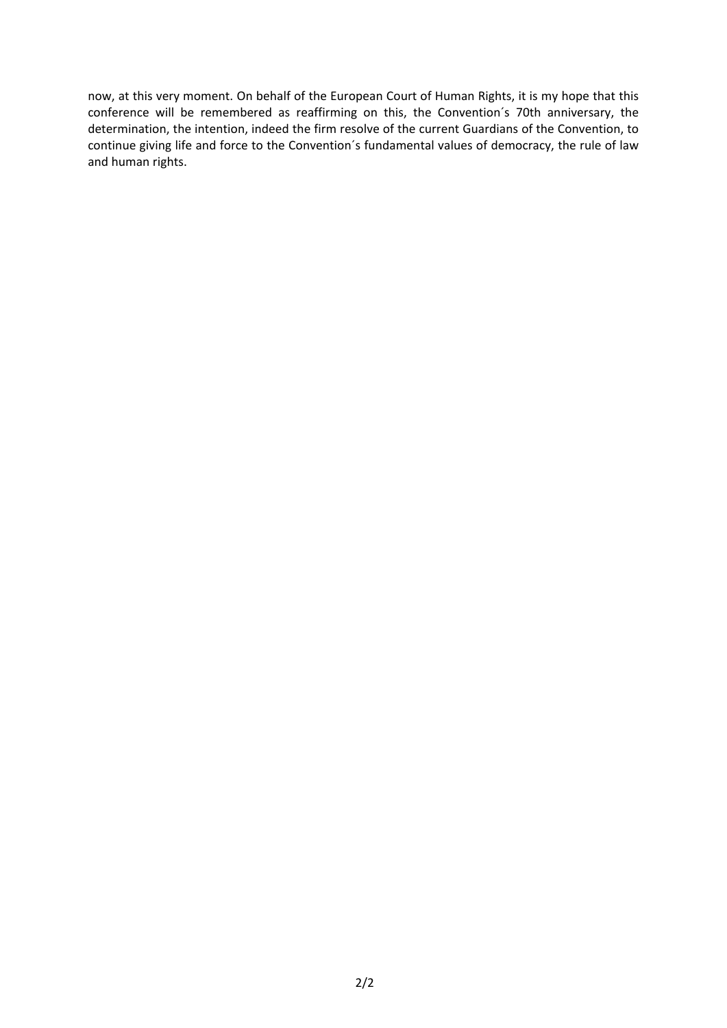now, at this very moment. On behalf of the European Court of Human Rights, it is my hope that this conference will be remembered as reaffirming on this, the Convention´s 70th anniversary, the determination, the intention, indeed the firm resolve of the current Guardians of the Convention, to continue giving life and force to the Convention´s fundamental values of democracy, the rule of law and human rights.